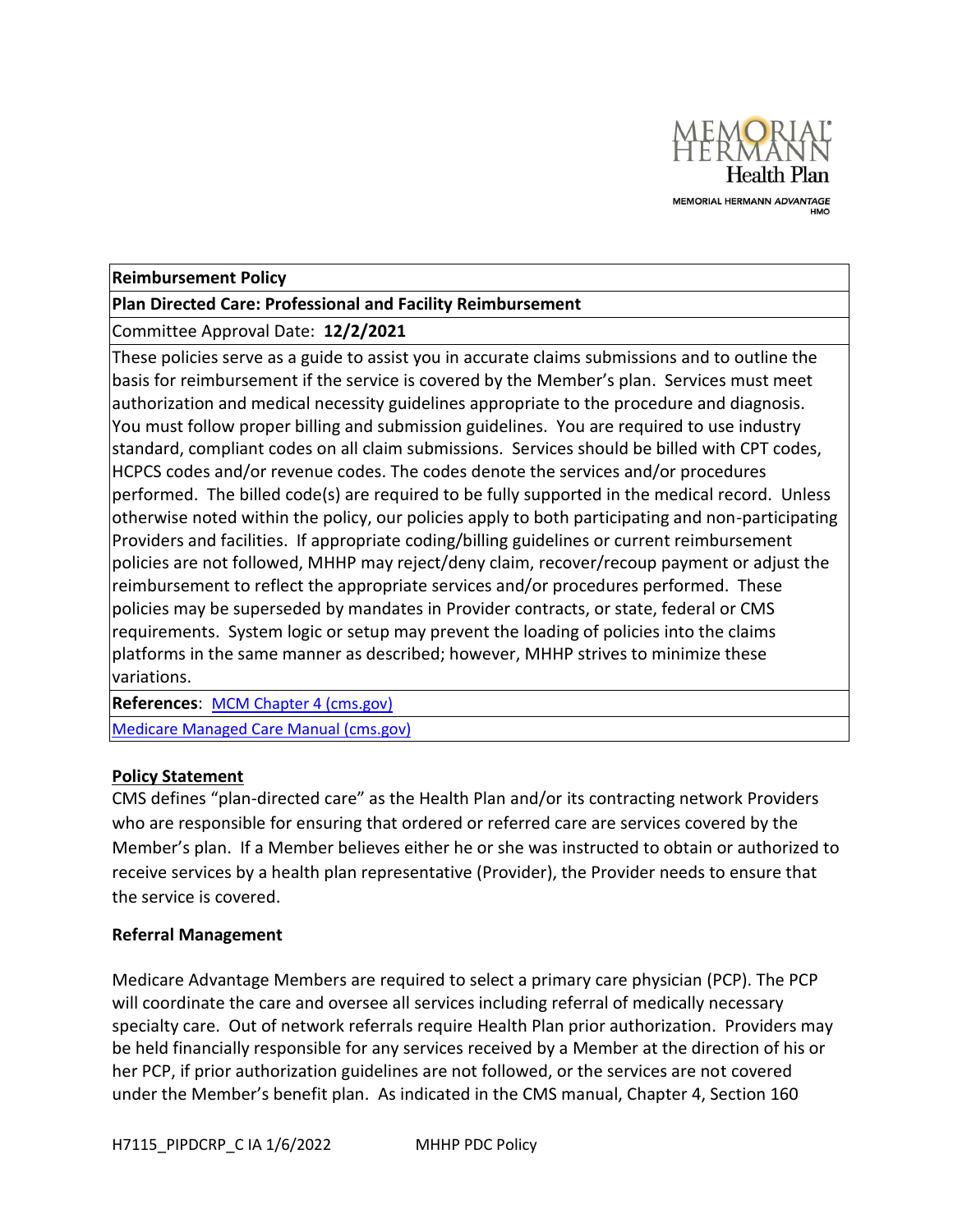MEMORIAL HERMANN Health Plan

MEMORIAL HERMANN *ADVANTAGE* HMO

| **Reimbursement Policy** |
| --- |
| **Plan Directed Care: Professional and Facility Reimbursement** |
| Committee Approval Date: **12/2/2021** |
| These policies serve as a guide to assist you in accurate claims submissions and to outline the basis for reimbursement if the service is covered by the Member's plan. Services must meet authorization and medical necessity guidelines appropriate to the procedure and diagnosis. You must follow proper billing and submission guidelines. You are required to use industry standard, compliant codes on all claim submissions. Services should be billed with CPT codes, HCPCS codes and/or revenue codes. The codes denote the services and/or procedures performed. The billed code(s) are required to be fully supported in the medical record. Unless otherwise noted within the policy, our policies apply to both participating and non-participating Providers and facilities. If appropriate coding/billing guidelines or current reimbursement policies are not followed, MHHP may reject/deny claim, recover/recoup payment or adjust the reimbursement to reflect the appropriate services and/or procedures performed. These policies may be superseded by mandates in Provider contracts, or state, federal or CMS requirements. System logic or setup may prevent the loading of policies into the claims platforms in the same manner as described; however, MHHP strives to minimize these variations. |
| **References**: MCM Chapter 4 (cms.gov) |
| Medicare Managed Care Manual (cms.gov) |

**Policy Statement**

CMS defines "plan-directed care" as the Health Plan and/or its contracting network Providers who are responsible for ensuring that ordered or referred care are services covered by the Member's plan. If a Member believes either he or she was instructed to obtain or authorized to receive services by a health plan representative (Provider), the Provider needs to ensure that the service is covered.

**Referral Management**

Medicare Advantage Members are required to select a primary care physician (PCP). The PCP will coordinate the care and oversee all services including referral of medically necessary specialty care. Out of network referrals require Health Plan prior authorization. Providers may be held financially responsible for any services received by a Member at the direction of his or her PCP, if prior authorization guidelines are not followed, or the services are not covered under the Member's benefit plan. As indicated in the CMS manual, Chapter 4, Section 160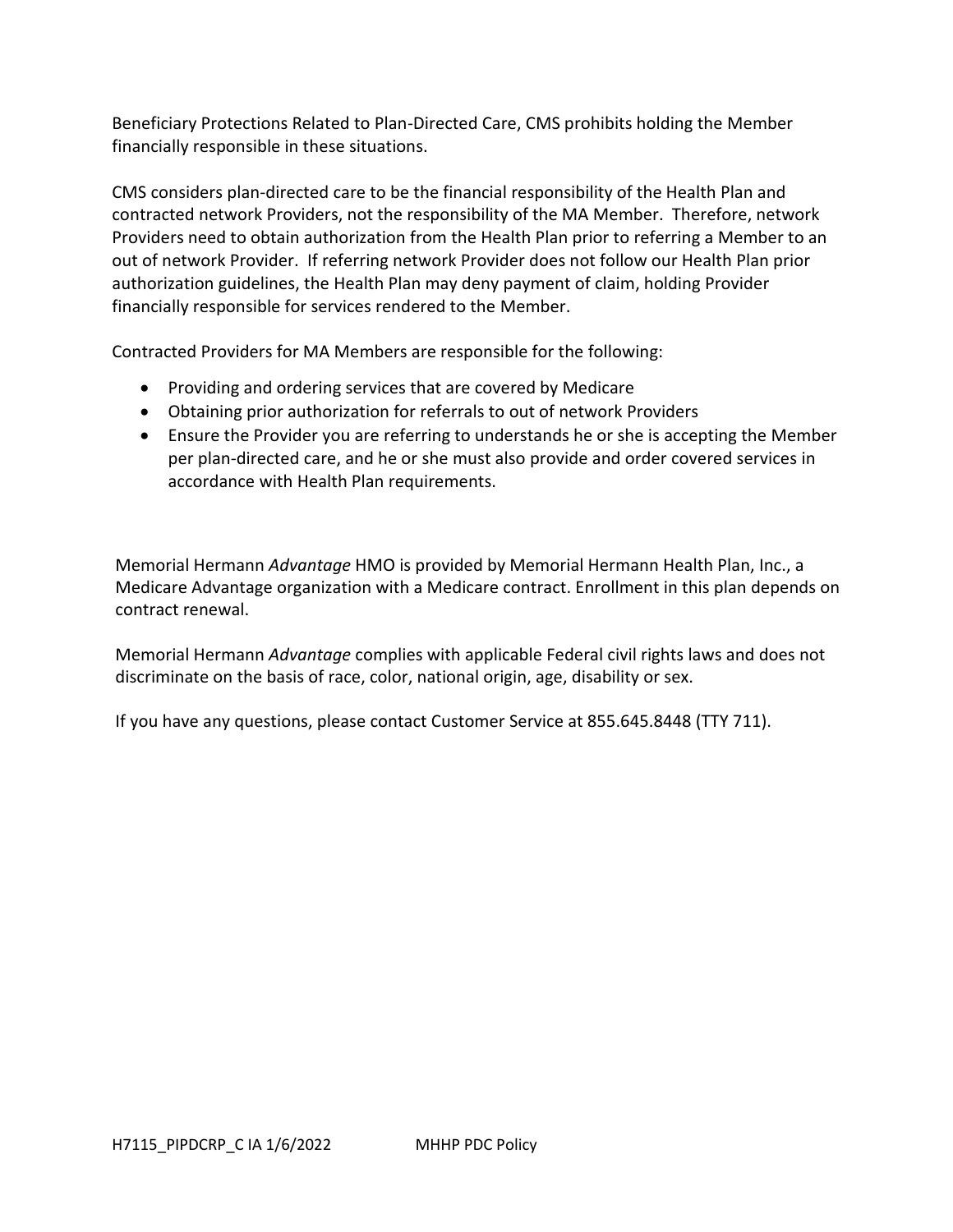Beneficiary Protections Related to Plan-Directed Care, CMS prohibits holding the Member financially responsible in these situations.

CMS considers plan-directed care to be the financial responsibility of the Health Plan and contracted network Providers, not the responsibility of the MA Member. Therefore, network Providers need to obtain authorization from the Health Plan prior to referring a Member to an out of network Provider. If referring network Provider does not follow our Health Plan prior authorization guidelines, the Health Plan may deny payment of claim, holding Provider financially responsible for services rendered to the Member.

Contracted Providers for MA Members are responsible for the following:

- Providing and ordering services that are covered by Medicare
- Obtaining prior authorization for referrals to out of network Providers
- Ensure the Provider you are referring to understands he or she is accepting the Member per plan-directed care, and he or she must also provide and order covered services in accordance with Health Plan requirements.

Memorial Hermann *Advantage* HMO is provided by Memorial Hermann Health Plan, Inc., a Medicare Advantage organization with a Medicare contract. Enrollment in this plan depends on contract renewal.

Memorial Hermann *Advantage* complies with applicable Federal civil rights laws and does not discriminate on the basis of race, color, national origin, age, disability or sex.

If you have any questions, please contact Customer Service at 855.645.8448 (TTY 711).

H7115_PIPDCRP_C IA 1/6/2022 MHHP PDC Policy